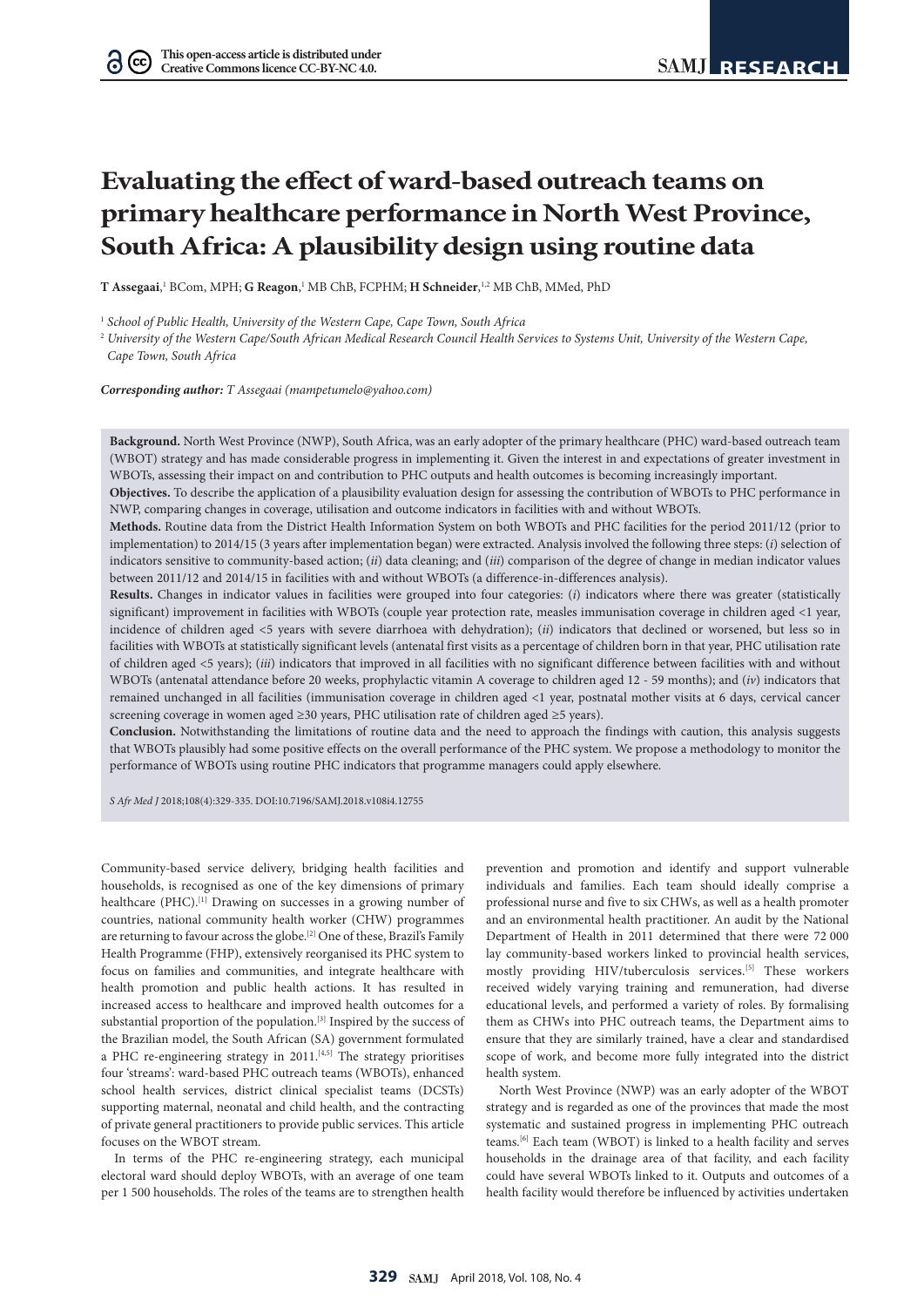# Evaluating the effect of ward-based outreach teams on primary healthcare performance in North West Province, South Africa: A plausibility design using routine data

**T Assegaai**,[1] BCom, MPH; **G Reagon**,[1] MB ChB, FCPHM; **H Schneider**,[1,2] MB ChB, MMed, PhD

[1] *School of Public Health, University of the Western Cape, Cape Town, South Africa*

[2] *University of the Western Cape/South African Medical Research Council Health Services to Systems Unit, University of the Western Cape, Cape Town, South Africa*

***Corresponding author:*** *T Assegaai (mampetumelo@yahoo.com)*

**Background.** North West Province (NWP), South Africa, was an early adopter of the primary healthcare (PHC) ward-based outreach team (WBOT) strategy and has made considerable progress in implementing it. Given the interest in and expectations of greater investment in WBOTs, assessing their impact on and contribution to PHC outputs and health outcomes is becoming increasingly important.

**Objectives.** To describe the application of a plausibility evaluation design for assessing the contribution of WBOTs to PHC performance in NWP, comparing changes in coverage, utilisation and outcome indicators in facilities with and without WBOTs.

**Methods.** Routine data from the District Health Information System on both WBOTs and PHC facilities for the period 2011/12 (prior to implementation) to 2014/15 (3 years after implementation began) were extracted. Analysis involved the following three steps: (*i*) selection of indicators sensitive to community-based action; (*ii*) data cleaning; and (*iii*) comparison of the degree of change in median indicator values between 2011/12 and 2014/15 in facilities with and without WBOTs (a difference-in-differences analysis).

**Results.** Changes in indicator values in facilities were grouped into four categories: (*i*) indicators where there was greater (statistically significant) improvement in facilities with WBOTs (couple year protection rate, measles immunisation coverage in children aged <1 year, incidence of children aged <5 years with severe diarrhoea with dehydration); (*ii*) indicators that declined or worsened, but less so in facilities with WBOTs at statistically significant levels (antenatal first visits as a percentage of children born in that year, PHC utilisation rate of children aged <5 years); (*iii*) indicators that improved in all facilities with no significant difference between facilities with and without WBOTs (antenatal attendance before 20 weeks, prophylactic vitamin A coverage to children aged 12 - 59 months); and (*iv*) indicators that remained unchanged in all facilities (immunisation coverage in children aged <1 year, postnatal mother visits at 6 days, cervical cancer screening coverage in women aged ≥30 years, PHC utilisation rate of children aged ≥5 years).

**Conclusion.** Notwithstanding the limitations of routine data and the need to approach the findings with caution, this analysis suggests that WBOTs plausibly had some positive effects on the overall performance of the PHC system. We propose a methodology to monitor the performance of WBOTs using routine PHC indicators that programme managers could apply elsewhere.

*S Afr Med J* 2018;108(4):329-335. DOI:10.7196/SAMJ.2018.v108i4.12755

Community-based service delivery, bridging health facilities and households, is recognised as one of the key dimensions of primary healthcare (PHC).[1] Drawing on successes in a growing number of countries, national community health worker (CHW) programmes are returning to favour across the globe.[2] One of these, Brazil's Family Health Programme (FHP), extensively reorganised its PHC system to focus on families and communities, and integrate healthcare with health promotion and public health actions. It has resulted in increased access to healthcare and improved health outcomes for a substantial proportion of the population.[3] Inspired by the success of the Brazilian model, the South African (SA) government formulated a PHC re-engineering strategy in 2011.[4,5] The strategy prioritises four 'streams': ward-based PHC outreach teams (WBOTs), enhanced school health services, district clinical specialist teams (DCSTs) supporting maternal, neonatal and child health, and the contracting of private general practitioners to provide public services. This article focuses on the WBOT stream.

In terms of the PHC re-engineering strategy, each municipal electoral ward should deploy WBOTs, with an average of one team per 1 500 households. The roles of the teams are to strengthen health prevention and promotion and identify and support vulnerable individuals and families. Each team should ideally comprise a professional nurse and five to six CHWs, as well as a health promoter and an environmental health practitioner. An audit by the National Department of Health in 2011 determined that there were 72 000 lay community-based workers linked to provincial health services, mostly providing HIV/tuberculosis services.[5] These workers received widely varying training and remuneration, had diverse educational levels, and performed a variety of roles. By formalising them as CHWs into PHC outreach teams, the Department aims to ensure that they are similarly trained, have a clear and standardised scope of work, and become more fully integrated into the district health system.

North West Province (NWP) was an early adopter of the WBOT strategy and is regarded as one of the provinces that made the most systematic and sustained progress in implementing PHC outreach teams.[6] Each team (WBOT) is linked to a health facility and serves households in the drainage area of that facility, and each facility could have several WBOTs linked to it. Outputs and outcomes of a health facility would therefore be influenced by activities undertaken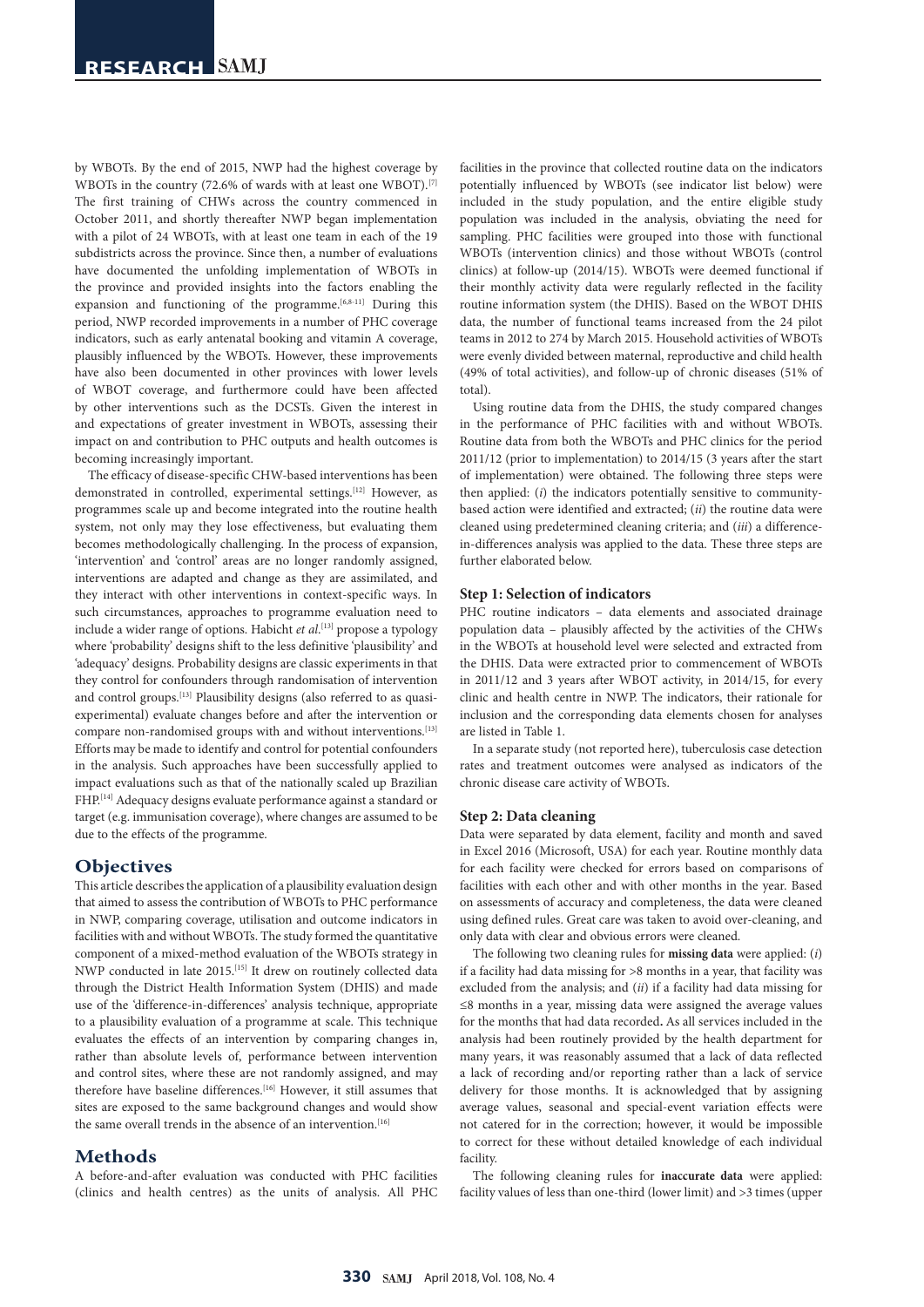by WBOTs. By the end of 2015, NWP had the highest coverage by WBOTs in the country (72.6% of wards with at least one WBOT).[7] The first training of CHWs across the country commenced in October 2011, and shortly thereafter NWP began implementation with a pilot of 24 WBOTs, with at least one team in each of the 19 subdistricts across the province. Since then, a number of evaluations have documented the unfolding implementation of WBOTs in the province and provided insights into the factors enabling the expansion and functioning of the programme.[6,8-11] During this period, NWP recorded improvements in a number of PHC coverage indicators, such as early antenatal booking and vitamin A coverage, plausibly influenced by the WBOTs. However, these improvements have also been documented in other provinces with lower levels of WBOT coverage, and furthermore could have been affected by other interventions such as the DCSTs. Given the interest in and expectations of greater investment in WBOTs, assessing their impact on and contribution to PHC outputs and health outcomes is becoming increasingly important.

The efficacy of disease-specific CHW-based interventions has been demonstrated in controlled, experimental settings.[12] However, as programmes scale up and become integrated into the routine health system, not only may they lose effectiveness, but evaluating them becomes methodologically challenging. In the process of expansion, 'intervention' and 'control' areas are no longer randomly assigned, interventions are adapted and change as they are assimilated, and they interact with other interventions in context-specific ways. In such circumstances, approaches to programme evaluation need to include a wider range of options. Habicht *et al.*[13] propose a typology where 'probability' designs shift to the less definitive 'plausibility' and 'adequacy' designs. Probability designs are classic experiments in that they control for confounders through randomisation of intervention and control groups.[13] Plausibility designs (also referred to as quasi-experimental) evaluate changes before and after the intervention or compare non-randomised groups with and without interventions.[13] Efforts may be made to identify and control for potential confounders in the analysis. Such approaches have been successfully applied to impact evaluations such as that of the nationally scaled up Brazilian FHP.[14] Adequacy designs evaluate performance against a standard or target (e.g. immunisation coverage), where changes are assumed to be due to the effects of the programme.

## Objectives

This article describes the application of a plausibility evaluation design that aimed to assess the contribution of WBOTs to PHC performance in NWP, comparing coverage, utilisation and outcome indicators in facilities with and without WBOTs. The study formed the quantitative component of a mixed-method evaluation of the WBOTs strategy in NWP conducted in late 2015.[15] It drew on routinely collected data through the District Health Information System (DHIS) and made use of the 'difference-in-differences' analysis technique, appropriate to a plausibility evaluation of a programme at scale. This technique evaluates the effects of an intervention by comparing changes in, rather than absolute levels of, performance between intervention and control sites, where these are not randomly assigned, and may therefore have baseline differences.[16] However, it still assumes that sites are exposed to the same background changes and would show the same overall trends in the absence of an intervention.[16]

## Methods

A before-and-after evaluation was conducted with PHC facilities (clinics and health centres) as the units of analysis. All PHC facilities in the province that collected routine data on the indicators potentially influenced by WBOTs (see indicator list below) were included in the study population, and the entire eligible study population was included in the analysis, obviating the need for sampling. PHC facilities were grouped into those with functional WBOTs (intervention clinics) and those without WBOTs (control clinics) at follow-up (2014/15). WBOTs were deemed functional if their monthly activity data were regularly reflected in the facility routine information system (the DHIS). Based on the WBOT DHIS data, the number of functional teams increased from the 24 pilot teams in 2012 to 274 by March 2015. Household activities of WBOTs were evenly divided between maternal, reproductive and child health (49% of total activities), and follow-up of chronic diseases (51% of total).

Using routine data from the DHIS, the study compared changes in the performance of PHC facilities with and without WBOTs. Routine data from both the WBOTs and PHC clinics for the period 2011/12 (prior to implementation) to 2014/15 (3 years after the start of implementation) were obtained. The following three steps were then applied: (*i*) the indicators potentially sensitive to community-based action were identified and extracted; (*ii*) the routine data were cleaned using predetermined cleaning criteria; and (*iii*) a difference-in-differences analysis was applied to the data. These three steps are further elaborated below.

### Step 1: Selection of indicators

PHC routine indicators – data elements and associated drainage population data – plausibly affected by the activities of the CHWs in the WBOTs at household level were selected and extracted from the DHIS. Data were extracted prior to commencement of WBOTs in 2011/12 and 3 years after WBOT activity, in 2014/15, for every clinic and health centre in NWP. The indicators, their rationale for inclusion and the corresponding data elements chosen for analyses are listed in Table 1.

In a separate study (not reported here), tuberculosis case detection rates and treatment outcomes were analysed as indicators of the chronic disease care activity of WBOTs.

### Step 2: Data cleaning

Data were separated by data element, facility and month and saved in Excel 2016 (Microsoft, USA) for each year. Routine monthly data for each facility were checked for errors based on comparisons of facilities with each other and with other months in the year. Based on assessments of accuracy and completeness, the data were cleaned using defined rules. Great care was taken to avoid over-cleaning, and only data with clear and obvious errors were cleaned.

The following two cleaning rules for **missing data** were applied: (*i*) if a facility had data missing for >8 months in a year, that facility was excluded from the analysis; and (*ii*) if a facility had data missing for ≤8 months in a year, missing data were assigned the average values for the months that had data recorded**.** As all services included in the analysis had been routinely provided by the health department for many years, it was reasonably assumed that a lack of data reflected a lack of recording and/or reporting rather than a lack of service delivery for those months. It is acknowledged that by assigning average values, seasonal and special-event variation effects were not catered for in the correction; however, it would be impossible to correct for these without detailed knowledge of each individual facility.

The following cleaning rules for **inaccurate data** were applied: facility values of less than one-third (lower limit) and >3 times (upper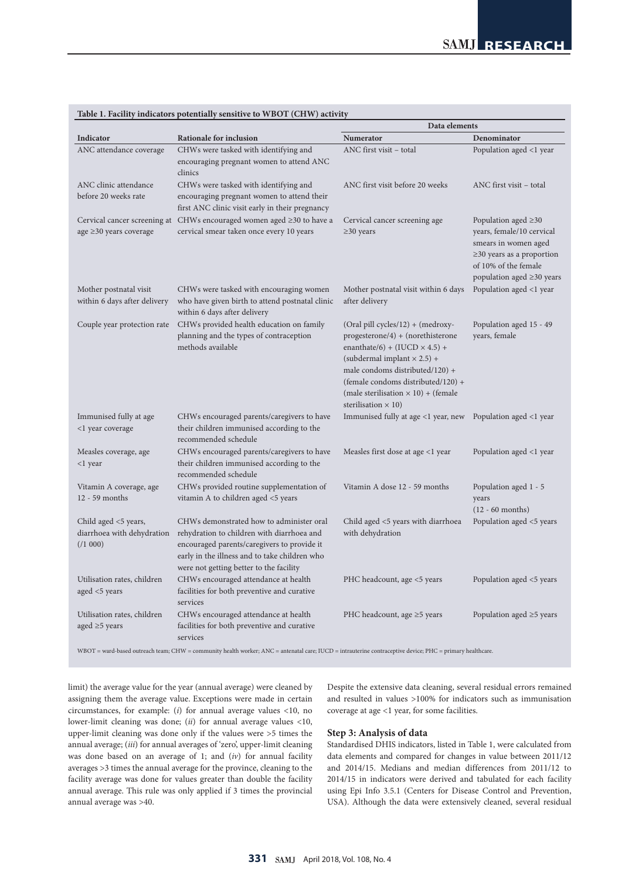**Table 1. Facility indicators potentially sensitive to WBOT (CHW) activity**

| Indicator | Rationale for inclusion | Data elements | |
|---|---|---|---|
| | | Numerator | Denominator |
| ANC attendance coverage | CHWs were tasked with identifying and encouraging pregnant women to attend ANC clinics | ANC first visit – total | Population aged <1 year |
| ANC clinic attendance before 20 weeks rate | CHWs were tasked with identifying and encouraging pregnant women to attend their first ANC clinic visit early in their pregnancy | ANC first visit before 20 weeks | ANC first visit – total |
| Cervical cancer screening at age ≥30 years coverage | CHWs encouraged women aged ≥30 to have a cervical smear taken once every 10 years | Cervical cancer screening age ≥30 years | Population aged ≥30 years, female/10 cervical smears in women aged ≥30 years as a proportion of 10% of the female population aged ≥30 years |
| Mother postnatal visit within 6 days after delivery | CHWs were tasked with encouraging women who have given birth to attend postnatal clinic within 6 days after delivery | Mother postnatal visit within 6 days after delivery | Population aged <1 year |
| Couple year protection rate | CHWs provided health education on family planning and the types of contraception methods available | (Oral pill cycles/12) + (medroxy-progesterone/4) + (norethisterone enanthate/6) + (IUCD × 4.5) + (subdermal implant × 2.5) + male condoms distributed/120) + (female condoms distributed/120) + (male sterilisation × 10) + (female sterilisation × 10) | Population aged 15 - 49 years, female |
| Immunised fully at age <1 year coverage | CHWs encouraged parents/caregivers to have their children immunised according to the recommended schedule | Immunised fully at age <1 year, new | Population aged <1 year |
| Measles coverage, age <1 year | CHWs encouraged parents/caregivers to have their children immunised according to the recommended schedule | Measles first dose at age <1 year | Population aged <1 year |
| Vitamin A coverage, age 12 - 59 months | CHWs provided routine supplementation of vitamin A to children aged <5 years | Vitamin A dose 12 - 59 months | Population aged 1 - 5 years (12 - 60 months) |
| Child aged <5 years, diarrhoea with dehydration (/1 000) | CHWs demonstrated how to administer oral rehydration to children with diarrhoea and encouraged parents/caregivers to provide it early in the illness and to take children who were not getting better to the facility | Child aged <5 years with diarrhoea with dehydration | Population aged <5 years |
| Utilisation rates, children aged <5 years | CHWs encouraged attendance at health facilities for both preventive and curative services | PHC headcount, age <5 years | Population aged <5 years |
| Utilisation rates, children aged ≥5 years | CHWs encouraged attendance at health facilities for both preventive and curative services | PHC headcount, age ≥5 years | Population aged ≥5 years |

WBOT = ward-based outreach team; CHW = community health worker; ANC = antenatal care; IUCD = intrauterine contraceptive device; PHC = primary healthcare.

limit) the average value for the year (annual average) were cleaned by assigning them the average value. Exceptions were made in certain circumstances, for example: (*i*) for annual average values <10, no lower-limit cleaning was done; (*ii*) for annual average values <10, upper-limit cleaning was done only if the values were >5 times the annual average; (*iii*) for annual averages of 'zero', upper-limit cleaning was done based on an average of 1; and (*iv*) for annual facility averages >3 times the annual average for the province, cleaning to the facility average was done for values greater than double the facility annual average. This rule was only applied if 3 times the provincial annual average was >40.

Despite the extensive data cleaning, several residual errors remained and resulted in values >100% for indicators such as immunisation coverage at age <1 year, for some facilities.

### Step 3: Analysis of data

Standardised DHIS indicators, listed in Table 1, were calculated from data elements and compared for changes in value between 2011/12 and 2014/15. Medians and median differences from 2011/12 to 2014/15 in indicators were derived and tabulated for each facility using Epi Info 3.5.1 (Centers for Disease Control and Prevention, USA). Although the data were extensively cleaned, several residual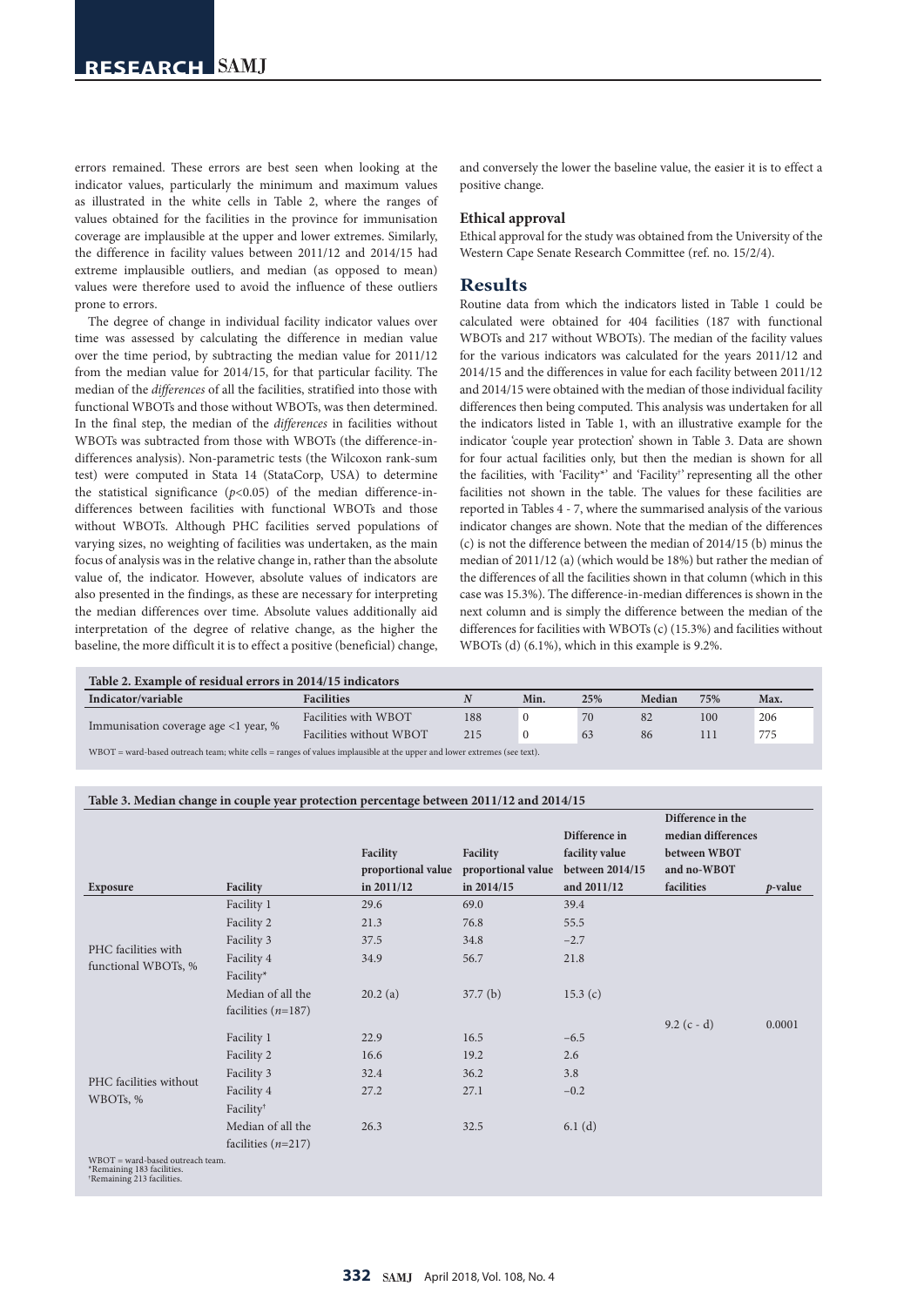errors remained. These errors are best seen when looking at the indicator values, particularly the minimum and maximum values as illustrated in the white cells in Table 2, where the ranges of values obtained for the facilities in the province for immunisation coverage are implausible at the upper and lower extremes. Similarly, the difference in facility values between 2011/12 and 2014/15 had extreme implausible outliers, and median (as opposed to mean) values were therefore used to avoid the influence of these outliers prone to errors.

The degree of change in individual facility indicator values over time was assessed by calculating the difference in median value over the time period, by subtracting the median value for 2011/12 from the median value for 2014/15, for that particular facility. The median of the *differences* of all the facilities, stratified into those with functional WBOTs and those without WBOTs, was then determined. In the final step, the median of the *differences* in facilities without WBOTs was subtracted from those with WBOTs (the difference-in-differences analysis). Non-parametric tests (the Wilcoxon rank-sum test) were computed in Stata 14 (StataCorp, USA) to determine the statistical significance ($p<0.05$) of the median difference-in-differences between facilities with functional WBOTs and those without WBOTs. Although PHC facilities served populations of varying sizes, no weighting of facilities was undertaken, as the main focus of analysis was in the relative change in, rather than the absolute value of, the indicator. However, absolute values of indicators are also presented in the findings, as these are necessary for interpreting the median differences over time. Absolute values additionally aid interpretation of the degree of relative change, as the higher the baseline, the more difficult it is to effect a positive (beneficial) change, and conversely the lower the baseline value, the easier it is to effect a positive change.

### Ethical approval

Ethical approval for the study was obtained from the University of the Western Cape Senate Research Committee (ref. no. 15/2/4).

## Results

Routine data from which the indicators listed in Table 1 could be calculated were obtained for 404 facilities (187 with functional WBOTs and 217 without WBOTs). The median of the facility values for the various indicators was calculated for the years 2011/12 and 2014/15 and the differences in value for each facility between 2011/12 and 2014/15 were obtained with the median of those individual facility differences then being computed. This analysis was undertaken for all the indicators listed in Table 1, with an illustrative example for the indicator 'couple year protection' shown in Table 3. Data are shown for four actual facilities only, but then the median is shown for all the facilities, with 'Facility*' and 'Facility†' representing all the other facilities not shown in the table. The values for these facilities are reported in Tables 4 - 7, where the summarised analysis of the various indicator changes are shown. Note that the median of the differences (c) is not the difference between the median of 2014/15 (b) minus the median of 2011/12 (a) (which would be 18%) but rather the median of the differences of all the facilities shown in that column (which in this case was 15.3%). The difference-in-median differences is shown in the next column and is simply the difference between the median of the differences for facilities with WBOTs (c) (15.3%) and facilities without WBOTs (d) (6.1%), which in this example is 9.2%.

**Table 2. Example of residual errors in 2014/15 indicators**

| Indicator/variable | Facilities | *N* | Min. | 25% | Median | 75% | Max. |
|---|---|---|---|---|---|---|---|
| Immunisation coverage age <1 year, % | Facilities with WBOT | 188 | 0 | 70 | 82 | 100 | 206 |
| | Facilities without WBOT | 215 | 0 | 63 | 86 | 111 | 775 |

WBOT = ward-based outreach team; white cells = ranges of values implausible at the upper and lower extremes (see text).

**Table 3. Median change in couple year protection percentage between 2011/12 and 2014/15**

| Exposure | Facility | Facility proportional value in 2011/12 | Facility proportional value in 2014/15 | Difference in facility value between 2014/15 and 2011/12 | Difference in the median differences between WBOT and no-WBOT facilities | *p*-value |
|---|---|---|---|---|---|---|
| PHC facilities with functional WBOTs, % | Facility 1 | 29.6 | 69.0 | 39.4 | | |
| | Facility 2 | 21.3 | 76.8 | 55.5 | | |
| | Facility 3 | 37.5 | 34.8 | −2.7 | | |
| | Facility 4 | 34.9 | 56.7 | 21.8 | | |
| | Facility* | | | | | |
| | Median of all the facilities (*n*=187) | 20.2 (a) | 37.7 (b) | 15.3 (c) | 9.2 (c - d) | 0.0001 |
| PHC facilities without WBOTs, % | Facility 1 | 22.9 | 16.5 | −6.5 | | |
| | Facility 2 | 16.6 | 19.2 | 2.6 | | |
| | Facility 3 | 32.4 | 36.2 | 3.8 | | |
| | Facility 4 | 27.2 | 27.1 | −0.2 | | |
| | Facility† | | | | | |
| | Median of all the facilities (*n*=217) | 26.3 | 32.5 | 6.1 (d) | | |

WBOT = ward-based outreach team.
*Remaining 183 facilities.
†Remaining 213 facilities.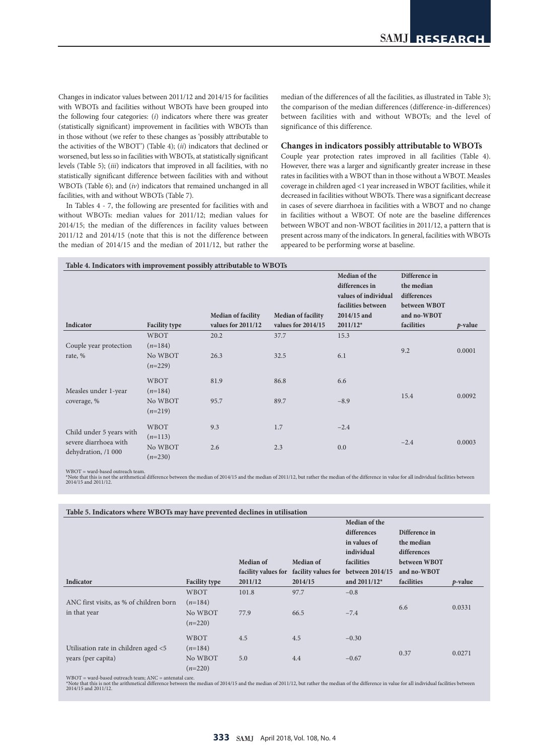Changes in indicator values between 2011/12 and 2014/15 for facilities with WBOTs and facilities without WBOTs have been grouped into the following four categories: (*i*) indicators where there was greater (statistically significant) improvement in facilities with WBOTs than in those without (we refer to these changes as 'possibly attributable to the activities of the WBOT') (Table 4); (*ii*) indicators that declined or worsened, but less so in facilities with WBOTs, at statistically significant levels (Table 5); (*iii*) indicators that improved in all facilities, with no statistically significant difference between facilities with and without WBOTs (Table 6); and (*iv*) indicators that remained unchanged in all facilities, with and without WBOTs (Table 7).

In Tables 4 - 7, the following are presented for facilities with and without WBOTs: median values for 2011/12; median values for 2014/15; the median of the differences in facility values between 2011/12 and 2014/15 (note that this is not the difference between the median of 2014/15 and the median of 2011/12, but rather the median of the differences of all the facilities, as illustrated in Table 3); the comparison of the median differences (difference-in-differences) between facilities with and without WBOTs; and the level of significance of this difference.

### Changes in indicators possibly attributable to WBOTs

Couple year protection rates improved in all facilities (Table 4). However, there was a larger and significantly greater increase in these rates in facilities with a WBOT than in those without a WBOT. Measles coverage in children aged <1 year increased in WBOT facilities, while it decreased in facilities without WBOTs. There was a significant decrease in cases of severe diarrhoea in facilities with a WBOT and no change in facilities without a WBOT. Of note are the baseline differences between WBOT and non-WBOT facilities in 2011/12, a pattern that is present across many of the indicators. In general, facilities with WBOTs appeared to be performing worse at baseline.

**Table 4. Indicators with improvement possibly attributable to WBOTs**

| Indicator | Facility type | Median of facility values for 2011/12 | Median of facility values for 2014/15 | Median of the differences in values of individual facilities between 2014/15 and 2011/12* | Difference in the median differences between WBOT and no-WBOT facilities | *p*-value |
|---|---|---|---|---|---|---|
| Couple year protection rate, % | WBOT (*n*=184) | 20.2 | 37.7 | 15.3 | 9.2 | 0.0001 |
| | No WBOT (*n*=229) | 26.3 | 32.5 | 6.1 | | |
| Measles under 1-year coverage, % | WBOT (*n*=184) | 81.9 | 86.8 | 6.6 | 15.4 | 0.0092 |
| | No WBOT (*n*=219) | 95.7 | 89.7 | −8.9 | | |
| Child under 5 years with severe diarrhoea with dehydration, /1 000 | WBOT (*n*=113) | 9.3 | 1.7 | −2.4 | −2.4 | 0.0003 |
| | No WBOT (*n*=230) | 2.6 | 2.3 | 0.0 | | |

WBOT = ward-based outreach team.
*Note that this is not the arithmetical difference between the median of 2014/15 and the median of 2011/12, but rather the median of the difference in value for all individual facilities between 2014/15 and 2011/12.

**Table 5. Indicators where WBOTs may have prevented declines in utilisation**

| Indicator | Facility type | Median of facility values for 2011/12 | Median of facility values for 2014/15 | Median of the differences in values of individual facilities between 2014/15 and 2011/12* | Difference in the median differences between WBOT and no-WBOT facilities | *p*-value |
|---|---|---|---|---|---|---|
| ANC first visits, as % of children born in that year | WBOT (*n*=184) | 101.8 | 97.7 | −0.8 | 6.6 | 0.0331 |
| | No WBOT (*n*=220) | 77.9 | 66.5 | −7.4 | | |
| Utilisation rate in children aged <5 years (per capita) | WBOT (*n*=184) | 4.5 | 4.5 | −0.30 | 0.37 | 0.0271 |
| | No WBOT (*n*=220) | 5.0 | 4.4 | −0.67 | | |

WBOT = ward-based outreach team; ANC = antenatal care.
*Note that this is not the arithmetical difference between the median of 2014/15 and the median of 2011/12, but rather the median of the difference in value for all individual facilities between 2014/15 and 2011/12.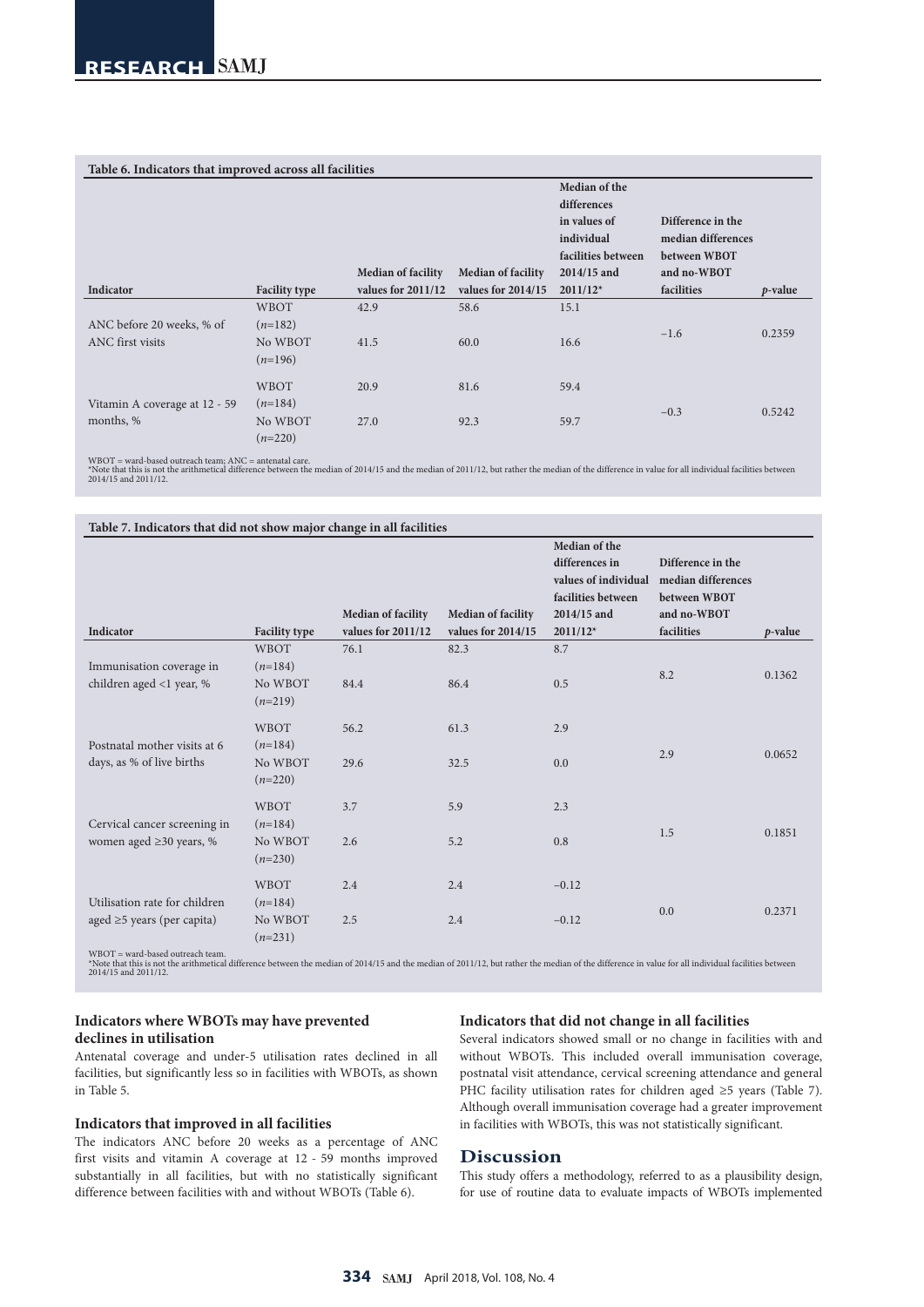**Table 6. Indicators that improved across all facilities**

| Indicator | Facility type | Median of facility values for 2011/12 | Median of facility values for 2014/15 | Median of the differences in values of individual facilities between 2014/15 and 2011/12* | Difference in the median differences between WBOT and no-WBOT facilities | *p*-value |
|---|---|---|---|---|---|---|
| ANC before 20 weeks, % of ANC first visits | WBOT (*n*=182) | 42.9 | 58.6 | 15.1 | −1.6 | 0.2359 |
| | No WBOT (*n*=196) | 41.5 | 60.0 | 16.6 | | |
| Vitamin A coverage at 12 - 59 months, % | WBOT (*n*=184) | 20.9 | 81.6 | 59.4 | −0.3 | 0.5242 |
| | No WBOT (*n*=220) | 27.0 | 92.3 | 59.7 | | |

WBOT = ward-based outreach team; ANC = antenatal care.
*Note that this is not the arithmetical difference between the median of 2014/15 and the median of 2011/12, but rather the median of the difference in value for all individual facilities between 2014/15 and 2011/12.

**Table 7. Indicators that did not show major change in all facilities**

| Indicator | Facility type | Median of facility values for 2011/12 | Median of facility values for 2014/15 | Median of the differences in values of individual facilities between 2014/15 and 2011/12* | Difference in the median differences between WBOT and no-WBOT facilities | *p*-value |
|---|---|---|---|---|---|---|
| Immunisation coverage in children aged <1 year, % | WBOT (*n*=184) | 76.1 | 82.3 | 8.7 | 8.2 | 0.1362 |
| | No WBOT (*n*=219) | 84.4 | 86.4 | 0.5 | | |
| Postnatal mother visits at 6 days, as % of live births | WBOT (*n*=184) | 56.2 | 61.3 | 2.9 | 2.9 | 0.0652 |
| | No WBOT (*n*=220) | 29.6 | 32.5 | 0.0 | | |
| Cervical cancer screening in women aged ≥30 years, % | WBOT (*n*=184) | 3.7 | 5.9 | 2.3 | 1.5 | 0.1851 |
| | No WBOT (*n*=230) | 2.6 | 5.2 | 0.8 | | |
| Utilisation rate for children aged ≥5 years (per capita) | WBOT (*n*=184) | 2.4 | 2.4 | −0.12 | 0.0 | 0.2371 |
| | No WBOT (*n*=231) | 2.5 | 2.4 | −0.12 | | |

WBOT = ward-based outreach team.
*Note that this is not the arithmetical difference between the median of 2014/15 and the median of 2011/12, but rather the median of the difference in value for all individual facilities between 2014/15 and 2011/12.

### Indicators where WBOTs may have prevented declines in utilisation

Antenatal coverage and under-5 utilisation rates declined in all facilities, but significantly less so in facilities with WBOTs, as shown in Table 5.

### Indicators that improved in all facilities

The indicators ANC before 20 weeks as a percentage of ANC first visits and vitamin A coverage at 12 - 59 months improved substantially in all facilities, but with no statistically significant difference between facilities with and without WBOTs (Table 6).

### Indicators that did not change in all facilities

Several indicators showed small or no change in facilities with and without WBOTs. This included overall immunisation coverage, postnatal visit attendance, cervical screening attendance and general PHC facility utilisation rates for children aged ≥5 years (Table 7). Although overall immunisation coverage had a greater improvement in facilities with WBOTs, this was not statistically significant.

## Discussion

This study offers a methodology, referred to as a plausibility design, for use of routine data to evaluate impacts of WBOTs implemented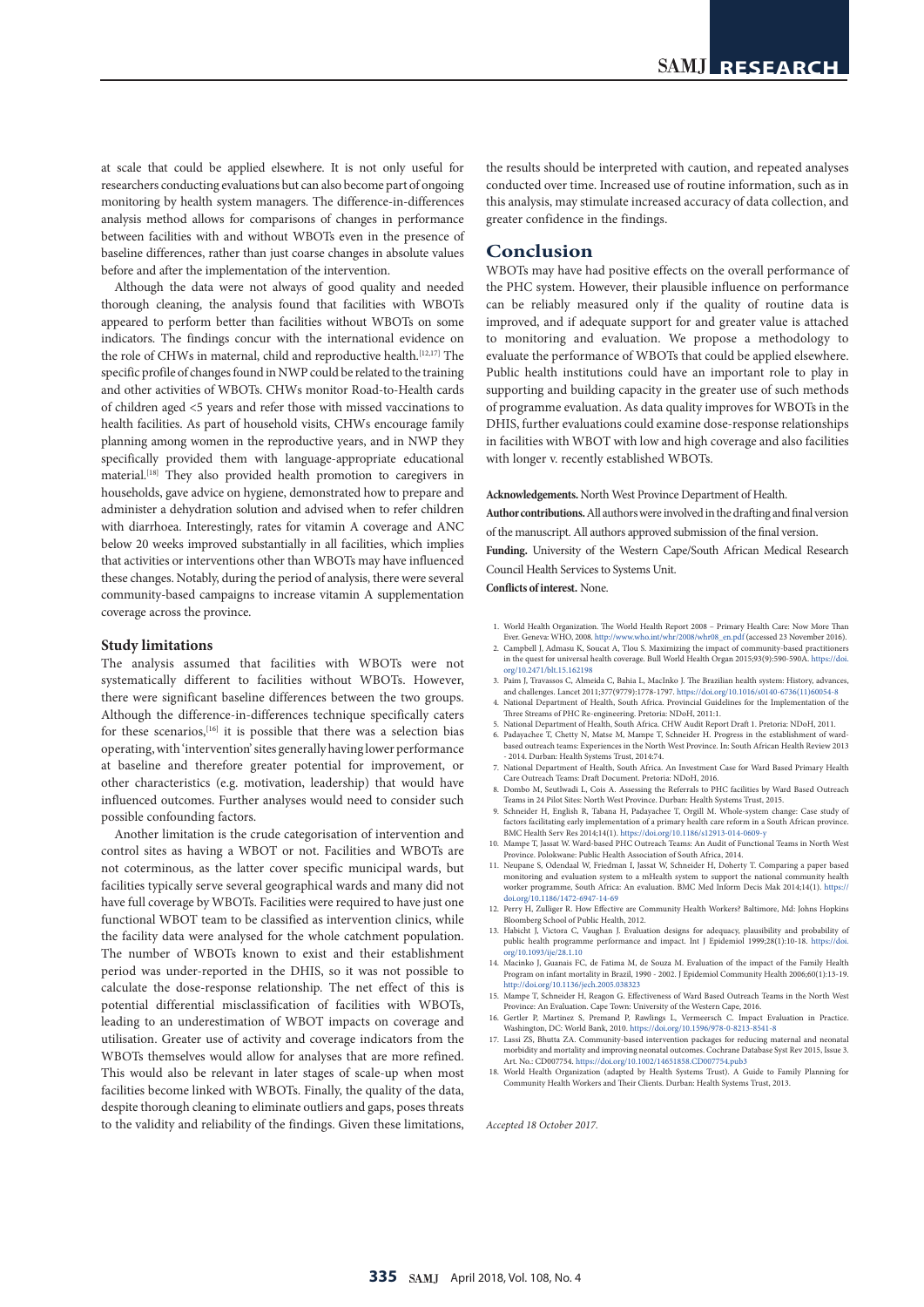at scale that could be applied elsewhere. It is not only useful for researchers conducting evaluations but can also become part of ongoing monitoring by health system managers. The difference-in-differences analysis method allows for comparisons of changes in performance between facilities with and without WBOTs even in the presence of baseline differences, rather than just coarse changes in absolute values before and after the implementation of the intervention.

Although the data were not always of good quality and needed thorough cleaning, the analysis found that facilities with WBOTs appeared to perform better than facilities without WBOTs on some indicators. The findings concur with the international evidence on the role of CHWs in maternal, child and reproductive health.[12,17] The specific profile of changes found in NWP could be related to the training and other activities of WBOTs. CHWs monitor Road-to-Health cards of children aged <5 years and refer those with missed vaccinations to health facilities. As part of household visits, CHWs encourage family planning among women in the reproductive years, and in NWP they specifically provided them with language-appropriate educational material.[18] They also provided health promotion to caregivers in households, gave advice on hygiene, demonstrated how to prepare and administer a dehydration solution and advised when to refer children with diarrhoea. Interestingly, rates for vitamin A coverage and ANC below 20 weeks improved substantially in all facilities, which implies that activities or interventions other than WBOTs may have influenced these changes. Notably, during the period of analysis, there were several community-based campaigns to increase vitamin A supplementation coverage across the province.

### Study limitations

The analysis assumed that facilities with WBOTs were not systematically different to facilities without WBOTs. However, there were significant baseline differences between the two groups. Although the difference-in-differences technique specifically caters for these scenarios,[16] it is possible that there was a selection bias operating, with 'intervention' sites generally having lower performance at baseline and therefore greater potential for improvement, or other characteristics (e.g. motivation, leadership) that would have influenced outcomes. Further analyses would need to consider such possible confounding factors.

Another limitation is the crude categorisation of intervention and control sites as having a WBOT or not. Facilities and WBOTs are not coterminous, as the latter cover specific municipal wards, but facilities typically serve several geographical wards and many did not have full coverage by WBOTs. Facilities were required to have just one functional WBOT team to be classified as intervention clinics, while the facility data were analysed for the whole catchment population. The number of WBOTs known to exist and their establishment period was under-reported in the DHIS, so it was not possible to calculate the dose-response relationship. The net effect of this is potential differential misclassification of facilities with WBOTs, leading to an underestimation of WBOT impacts on coverage and utilisation. Greater use of activity and coverage indicators from the WBOTs themselves would allow for analyses that are more refined. This would also be relevant in later stages of scale-up when most facilities become linked with WBOTs. Finally, the quality of the data, despite thorough cleaning to eliminate outliers and gaps, poses threats to the validity and reliability of the findings. Given these limitations, the results should be interpreted with caution, and repeated analyses conducted over time. Increased use of routine information, such as in this analysis, may stimulate increased accuracy of data collection, and greater confidence in the findings.

## Conclusion

WBOTs may have had positive effects on the overall performance of the PHC system. However, their plausible influence on performance can be reliably measured only if the quality of routine data is improved, and if adequate support for and greater value is attached to monitoring and evaluation. We propose a methodology to evaluate the performance of WBOTs that could be applied elsewhere. Public health institutions could have an important role to play in supporting and building capacity in the greater use of such methods of programme evaluation. As data quality improves for WBOTs in the DHIS, further evaluations could examine dose-response relationships in facilities with WBOT with low and high coverage and also facilities with longer v. recently established WBOTs.

**Acknowledgements.** North West Province Department of Health.

**Author contributions.** All authors were involved in the drafting and final version of the manuscript. All authors approved submission of the final version.

**Funding.** University of the Western Cape/South African Medical Research Council Health Services to Systems Unit.

**Conflicts of interest.** None.

1. World Health Organization. The World Health Report 2008 – Primary Health Care: Now More Than Ever. Geneva: WHO, 2008. http://www.who.int/whr/2008/whr08_en.pdf (accessed 23 November 2016).
2. Campbell J, Admasu K, Soucat A, Tlou S. Maximizing the impact of community-based practitioners in the quest for universal health coverage. Bull World Health Organ 2015;93(9):590-590A. https://doi.org/10.2471/blt.15.162198
3. Paim J, Travassos C, Almeida C, Bahia L, MacInko J. The Brazilian health system: History, advances, and challenges. Lancet 2011;377(9779):1778-1797. https://doi.org/10.1016/s0140-6736(11)60054-8
4. National Department of Health, South Africa. Provincial Guidelines for the Implementation of the Three Streams of PHC Re-engineering. Pretoria: NDoH, 2011:1.
5. National Department of Health, South Africa. CHW Audit Report Draft 1. Pretoria: NDoH, 2011.
6. Padayachee T, Chetty N, Matse M, Mampe T, Schneider H. Progress in the establishment of ward-based outreach teams: Experiences in the North West Province. In: South African Health Review 2013 - 2014. Durban: Health Systems Trust, 2014:74.
7. National Department of Health, South Africa. An Investment Case for Ward Based Primary Health Care Outreach Teams: Draft Document. Pretoria: NDoH, 2016.
8. Dombo M, Seutlwadi L, Cois A. Assessing the Referrals to PHC facilities by Ward Based Outreach Teams in 24 Pilot Sites: North West Province. Durban: Health Systems Trust, 2015.
9. Schneider H, English R, Tabana H, Padayachee T, Orgill M. Whole-system change: Case study of factors facilitating early implementation of a primary health care reform in a South African province. BMC Health Serv Res 2014;14(1). https://doi.org/10.1186/s12913-014-0609-y
10. Mampe T, Jassat W. Ward-based PHC Outreach Teams: An Audit of Functional Teams in North West Province. Polokwane: Public Health Association of South Africa, 2014.
11. Neupane S, Odendaal W, Friedman I, Jassat W, Schneider H, Doherty T. Comparing a paper based monitoring and evaluation system to a mHealth system to support the national community health worker programme, South Africa: An evaluation. BMC Med Inform Decis Mak 2014;14(1). https://doi.org/10.1186/1472-6947-14-69
12. Perry H, Zulliger R. How Effective are Community Health Workers? Baltimore, Md: Johns Hopkins Bloomberg School of Public Health, 2012.
13. Habicht J, Victora C, Vaughan J. Evaluation designs for adequacy, plausibility and probability of public health programme performance and impact. Int J Epidemiol 1999;28(1):10-18. https://doi.org/10.1093/ije/28.1.10
14. Macinko J, Guanais FC, de Fatima M, de Souza M. Evaluation of the impact of the Family Health Program on infant mortality in Brazil, 1990 - 2002. J Epidemiol Community Health 2006;60(1):13-19. http://doi.org/10.1136/jech.2005.038323
15. Mampe T, Schneider H, Reagon G. Effectiveness of Ward Based Outreach Teams in the North West Province: An Evaluation. Cape Town: University of the Western Cape, 2016.
16. Gertler P, Martinez S, Premand P, Rawlings L, Vermeersch C. Impact Evaluation in Practice. Washington, DC: World Bank, 2010. https://doi.org/10.1596/978-0-8213-8541-8
17. Lassi ZS, Bhutta ZA. Community-based intervention packages for reducing maternal and neonatal morbidity and mortality and improving neonatal outcomes. Cochrane Database Syst Rev 2015, Issue 3. Art. No.: CD007754. https://doi.org/10.1002/14651858.CD007754.pub3
18. World Health Organization (adapted by Health Systems Trust). A Guide to Family Planning for Community Health Workers and Their Clients. Durban: Health Systems Trust, 2013.

*Accepted 18 October 2017.*